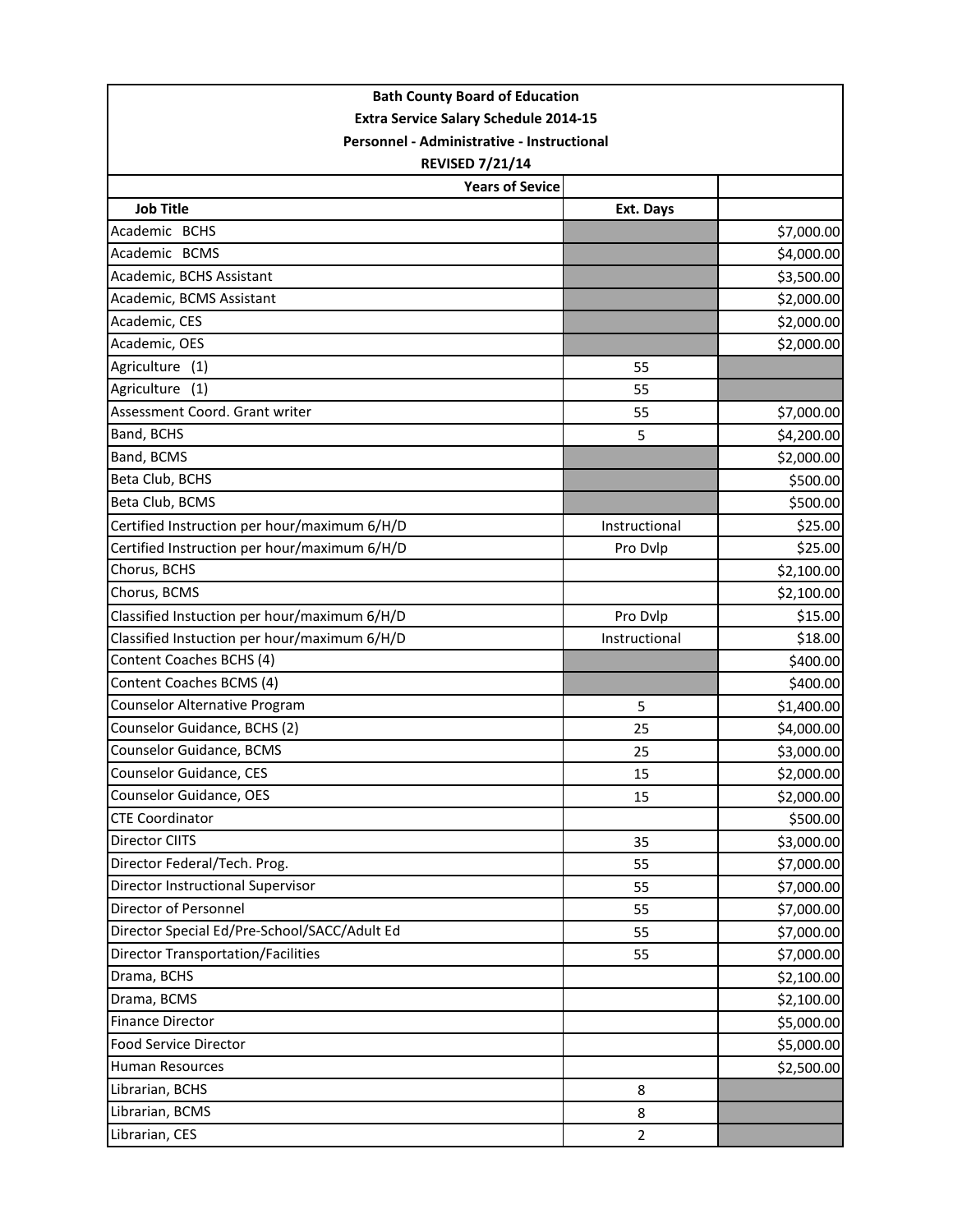| Bath County Board of Education<br>Extra Service Salary Schedule 2014-15<br>Personnel - Administrative - Instructional<br>REVISED 7/21/14 | | |
|---|---|---|
| Years of Sevice | | |
| Job Title | Ext. Days | |
| Academic BCHS | | $7,000.00 |
| Academic BCMS | | $4,000.00 |
| Academic, BCHS Assistant | | $3,500.00 |
| Academic, BCMS Assistant | | $2,000.00 |
| Academic, CES | | $2,000.00 |
| Academic, OES | | $2,000.00 |
| Agriculture (1) | 55 | |
| Agriculture (1) | 55 | |
| Assessment Coord. Grant writer | 55 | $7,000.00 |
| Band, BCHS | 5 | $4,200.00 |
| Band, BCMS | | $2,000.00 |
| Beta Club, BCHS | | $500.00 |
| Beta Club, BCMS | | $500.00 |
| Certified Instruction per hour/maximum 6/H/D | Instructional | $25.00 |
| Certified Instruction per hour/maximum 6/H/D | Pro Dvlp | $25.00 |
| Chorus, BCHS | | $2,100.00 |
| Chorus, BCMS | | $2,100.00 |
| Classified Instuction per hour/maximum 6/H/D | Pro Dvlp | $15.00 |
| Classified Instuction per hour/maximum 6/H/D | Instructional | $18.00 |
| Content Coaches BCHS (4) | | $400.00 |
| Content Coaches BCMS (4) | | $400.00 |
| Counselor Alternative Program | 5 | $1,400.00 |
| Counselor Guidance, BCHS (2) | 25 | $4,000.00 |
| Counselor Guidance, BCMS | 25 | $3,000.00 |
| Counselor Guidance, CES | 15 | $2,000.00 |
| Counselor Guidance, OES | 15 | $2,000.00 |
| CTE Coordinator | | $500.00 |
| Director CIITS | 35 | $3,000.00 |
| Director Federal/Tech. Prog. | 55 | $7,000.00 |
| Director Instructional Supervisor | 55 | $7,000.00 |
| Director of Personnel | 55 | $7,000.00 |
| Director Special Ed/Pre-School/SACC/Adult Ed | 55 | $7,000.00 |
| Director Transportation/Facilities | 55 | $7,000.00 |
| Drama, BCHS | | $2,100.00 |
| Drama, BCMS | | $2,100.00 |
| Finance Director | | $5,000.00 |
| Food Service Director | | $5,000.00 |
| Human Resources | | $2,500.00 |
| Librarian, BCHS | 8 | |
| Librarian, BCMS | 8 | |
| Librarian, CES | 2 | |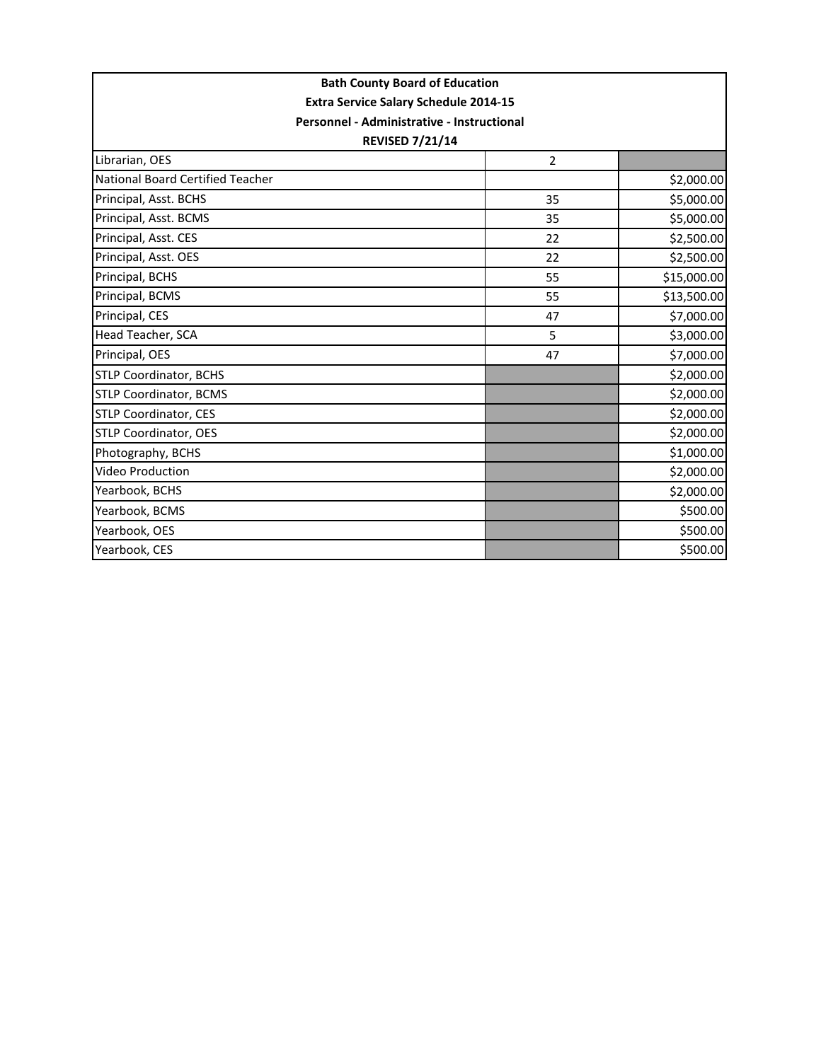**Bath County Board of Education**

**Extra Service Salary Schedule 2014-15**

**Personnel - Administrative - Instructional**

**REVISED 7/21/14**

| | | |
|---|---|---|
| Librarian, OES | 2 | |
| National Board Certified Teacher | | $2,000.00 |
| Principal, Asst. BCHS | 35 | $5,000.00 |
| Principal, Asst. BCMS | 35 | $5,000.00 |
| Principal, Asst. CES | 22 | $2,500.00 |
| Principal, Asst. OES | 22 | $2,500.00 |
| Principal, BCHS | 55 | $15,000.00 |
| Principal, BCMS | 55 | $13,500.00 |
| Principal, CES | 47 | $7,000.00 |
| Head Teacher, SCA | 5 | $3,000.00 |
| Principal, OES | 47 | $7,000.00 |
| STLP Coordinator, BCHS | | $2,000.00 |
| STLP Coordinator, BCMS | | $2,000.00 |
| STLP Coordinator, CES | | $2,000.00 |
| STLP Coordinator, OES | | $2,000.00 |
| Photography, BCHS | | $1,000.00 |
| Video Production | | $2,000.00 |
| Yearbook, BCHS | | $2,000.00 |
| Yearbook, BCMS | | $500.00 |
| Yearbook, OES | | $500.00 |
| Yearbook, CES | | $500.00 |